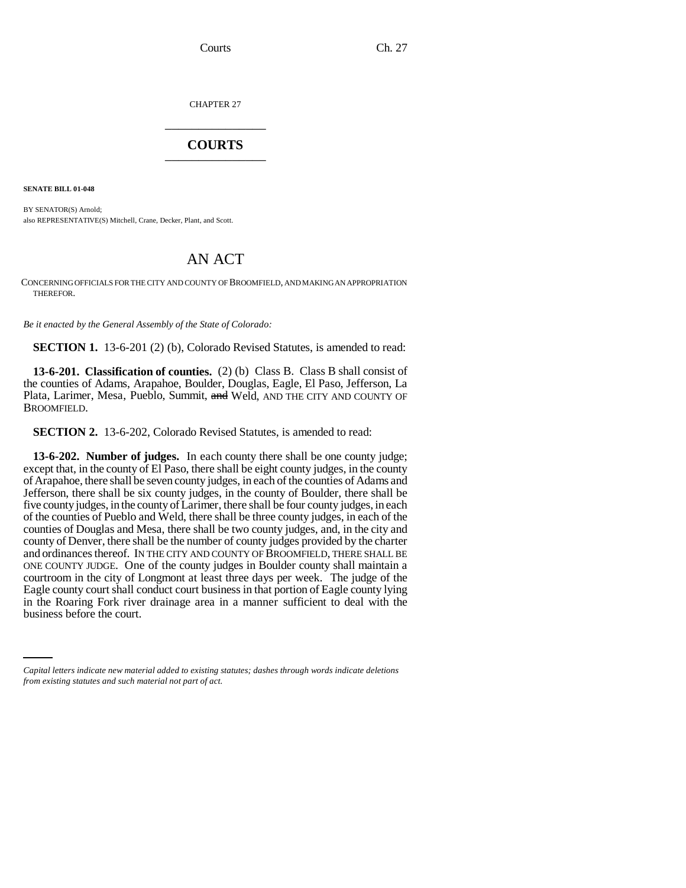CHAPTER 27

# COURTS

**SENATE BILL 01-048**

BY SENATOR(S) Arnold;
also REPRESENTATIVE(S) Mitchell, Crane, Decker, Plant, and Scott.

# AN ACT

CONCERNING OFFICIALS FOR THE CITY AND COUNTY OF BROOMFIELD, AND MAKING AN APPROPRIATION THEREFOR.

*Be it enacted by the General Assembly of the State of Colorado:*

**SECTION 1.** 13-6-201 (2) (b), Colorado Revised Statutes, is amended to read:

**13-6-201. Classification of counties.** (2) (b) Class B. Class B shall consist of the counties of Adams, Arapahoe, Boulder, Douglas, Eagle, El Paso, Jefferson, La Plata, Larimer, Mesa, Pueblo, Summit, ~~and~~ Weld, AND THE CITY AND COUNTY OF BROOMFIELD.

**SECTION 2.** 13-6-202, Colorado Revised Statutes, is amended to read:

**13-6-202. Number of judges.** In each county there shall be one county judge; except that, in the county of El Paso, there shall be eight county judges, in the county of Arapahoe, there shall be seven county judges, in each of the counties of Adams and Jefferson, there shall be six county judges, in the county of Boulder, there shall be five county judges, in the county of Larimer, there shall be four county judges, in each of the counties of Pueblo and Weld, there shall be three county judges, in each of the counties of Douglas and Mesa, there shall be two county judges, and, in the city and county of Denver, there shall be the number of county judges provided by the charter and ordinances thereof. IN THE CITY AND COUNTY OF BROOMFIELD, THERE SHALL BE ONE COUNTY JUDGE. One of the county judges in Boulder county shall maintain a courtroom in the city of Longmont at least three days per week. The judge of the Eagle county court shall conduct court business in that portion of Eagle county lying in the Roaring Fork river drainage area in a manner sufficient to deal with the business before the court.

*Capital letters indicate new material added to existing statutes; dashes through words indicate deletions from existing statutes and such material not part of act.*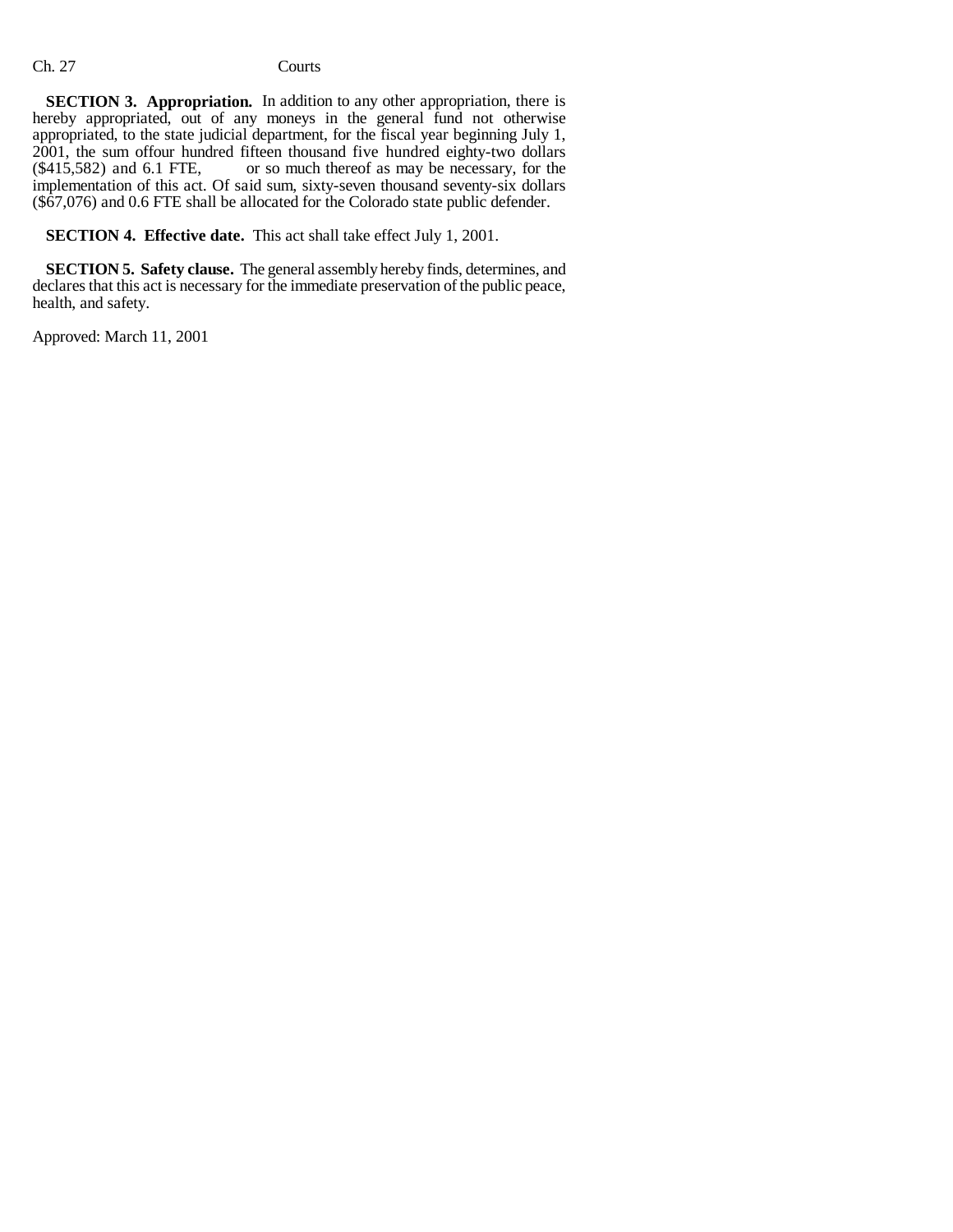**SECTION 3. Appropriation.** In addition to any other appropriation, there is hereby appropriated, out of any moneys in the general fund not otherwise appropriated, to the state judicial department, for the fiscal year beginning July 1, 2001, the sum offour hundred fifteen thousand five hundred eighty-two dollars ($415,582) and 6.1 FTE, or so much thereof as may be necessary, for the implementation of this act. Of said sum, sixty-seven thousand seventy-six dollars ($67,076) and 0.6 FTE shall be allocated for the Colorado state public defender.

**SECTION 4. Effective date.** This act shall take effect July 1, 2001.

**SECTION 5. Safety clause.** The general assembly hereby finds, determines, and declares that this act is necessary for the immediate preservation of the public peace, health, and safety.

Approved: March 11, 2001